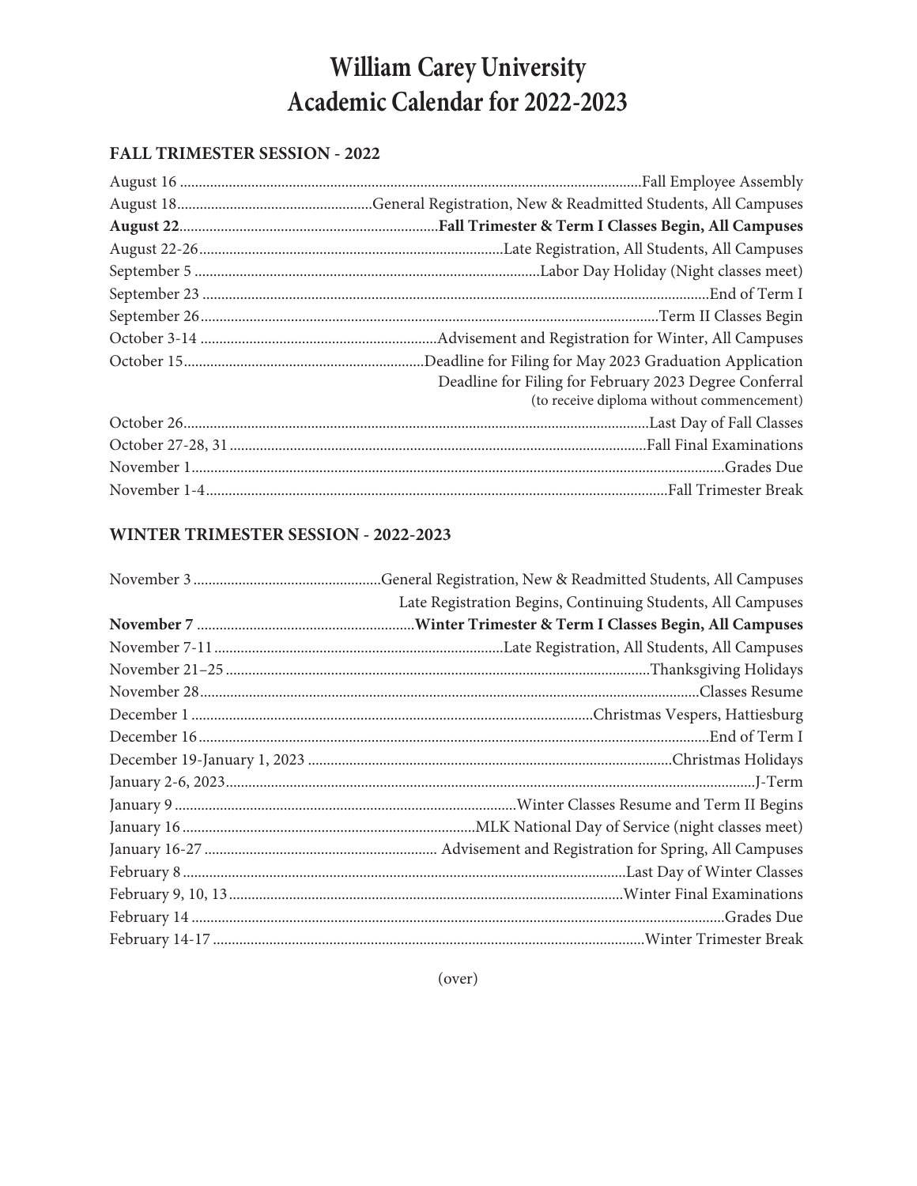# William Carey University
# Academic Calendar for 2022-2023

## FALL TRIMESTER SESSION - 2022

| Date | Event |
|---|---|
| August 16 | Fall Employee Assembly |
| August 18 | General Registration, New & Readmitted Students, All Campuses |
| **August 22** | **Fall Trimester & Term I Classes Begin, All Campuses** |
| August 22-26 | Late Registration, All Students, All Campuses |
| September 5 | Labor Day Holiday (Night classes meet) |
| September 23 | End of Term I |
| September 26 | Term II Classes Begin |
| October 3-14 | Advisement and Registration for Winter, All Campuses |
| October 15 | Deadline for Filing for May 2023 Graduation Application<br>Deadline for Filing for February 2023 Degree Conferral<br>(to receive diploma without commencement) |
| October 26 | Last Day of Fall Classes |
| October 27-28, 31 | Fall Final Examinations |
| November 1 | Grades Due |
| November 1-4 | Fall Trimester Break |

## WINTER TRIMESTER SESSION - 2022-2023

| Date | Event |
|---|---|
| November 3 | General Registration, New & Readmitted Students, All Campuses<br>Late Registration Begins, Continuing Students, All Campuses |
| **November 7** | **Winter Trimester & Term I Classes Begin, All Campuses** |
| November 7-11 | Late Registration, All Students, All Campuses |
| November 21–25 | Thanksgiving Holidays |
| November 28 | Classes Resume |
| December 1 | Christmas Vespers, Hattiesburg |
| December 16 | End of Term I |
| December 19-January 1, 2023 | Christmas Holidays |
| January 2-6, 2023 | J-Term |
| January 9 | Winter Classes Resume and Term II Begins |
| January 16 | MLK National Day of Service (night classes meet) |
| January 16-27 | Advisement and Registration for Spring, All Campuses |
| February 8 | Last Day of Winter Classes |
| February 9, 10, 13 | Winter Final Examinations |
| February 14 | Grades Due |
| February 14-17 | Winter Trimester Break |

(over)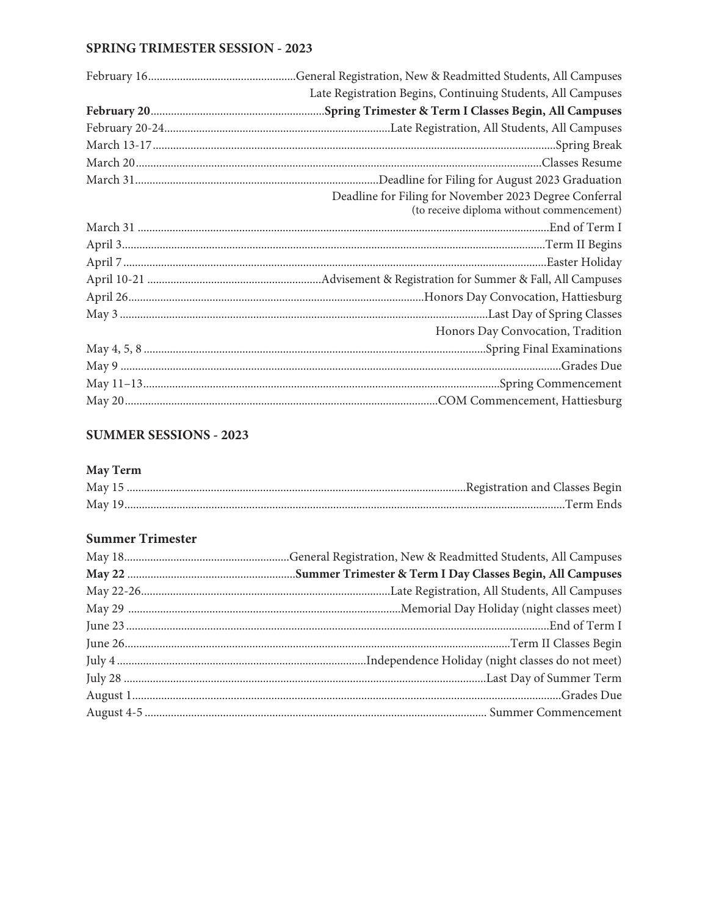## SPRING TRIMESTER SESSION - 2023

| | |
|---|---|
| February 16 | General Registration, New & Readmitted Students, All Campuses |
| | Late Registration Begins, Continuing Students, All Campuses |
| **February 20** | **Spring Trimester & Term I Classes Begin, All Campuses** |
| February 20-24 | Late Registration, All Students, All Campuses |
| March 13-17 | Spring Break |
| March 20 | Classes Resume |
| March 31 | Deadline for Filing for August 2023 Graduation |
| | Deadline for Filing for November 2023 Degree Conferral (to receive diploma without commencement) |
| March 31 | End of Term I |
| April 3 | Term II Begins |
| April 7 | Easter Holiday |
| April 10-21 | Advisement & Registration for Summer & Fall, All Campuses |
| April 26 | Honors Day Convocation, Hattiesburg |
| May 3 | Last Day of Spring Classes |
| | Honors Day Convocation, Tradition |
| May 4, 5, 8 | Spring Final Examinations |
| May 9 | Grades Due |
| May 11–13 | Spring Commencement |
| May 20 | COM Commencement, Hattiesburg |

## SUMMER SESSIONS - 2023

### May Term

| | |
|---|---|
| May 15 | Registration and Classes Begin |
| May 19 | Term Ends |

### Summer Trimester

| | |
|---|---|
| May 18 | General Registration, New & Readmitted Students, All Campuses |
| **May 22** | **Summer Trimester & Term I Day Classes Begin, All Campuses** |
| May 22-26 | Late Registration, All Students, All Campuses |
| May 29 | Memorial Day Holiday (night classes meet) |
| June 23 | End of Term I |
| June 26 | Term II Classes Begin |
| July 4 | Independence Holiday (night classes do not meet) |
| July 28 | Last Day of Summer Term |
| August 1 | Grades Due |
| August 4-5 | Summer Commencement |